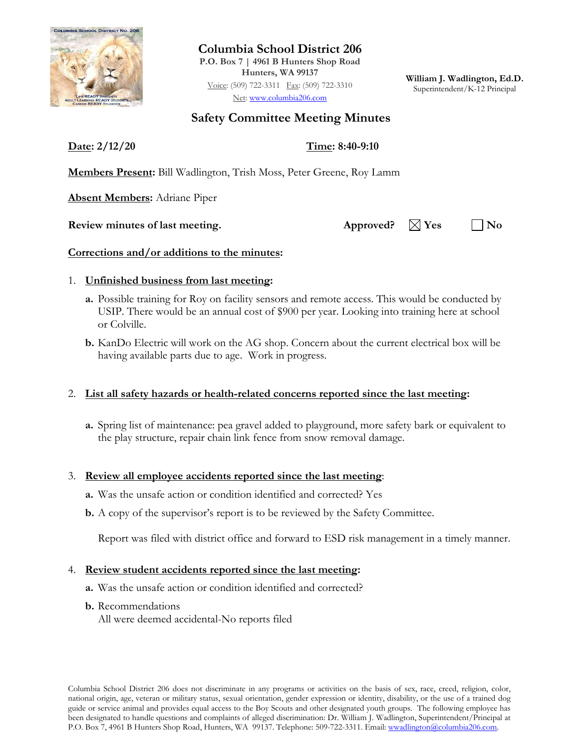# Columbia School District 206

**P.O. Box 7 | 4961 B Hunters Shop Road**
**Hunters, WA 99137**
Voice: (509) 722-3311 Fax: (509) 722-3310
Net: www.columbia206.com

**William J. Wadlington, Ed.D.**
Superintendent/K-12 Principal

## Safety Committee Meeting Minutes

**Date: 2/12/20** **Time: 8:40-9:10**

**Members Present:** Bill Wadlington, Trish Moss, Peter Greene, Roy Lamm

**Absent Members:** Adriane Piper

**Review minutes of last meeting.** **Approved?** ☒ **Yes** ☐ **No**

**Corrections and/or additions to the minutes:**

1. **Unfinished business from last meeting:**
   - **a.** Possible training for Roy on facility sensors and remote access. This would be conducted by USIP. There would be an annual cost of $900 per year. Looking into training here at school or Colville.
   - **b.** KanDo Electric will work on the AG shop. Concern about the current electrical box will be having available parts due to age. Work in progress.

2. **List all safety hazards or health-related concerns reported since the last meeting:**
   - **a.** Spring list of maintenance: pea gravel added to playground, more safety bark or equivalent to the play structure, repair chain link fence from snow removal damage.

3. **Review all employee accidents reported since the last meeting:**
   - **a.** Was the unsafe action or condition identified and corrected? Yes
   - **b.** A copy of the supervisor's report is to be reviewed by the Safety Committee.

     Report was filed with district office and forward to ESD risk management in a timely manner.

4. **Review student accidents reported since the last meeting:**
   - **a.** Was the unsafe action or condition identified and corrected?
   - **b.** Recommendations
     All were deemed accidental-No reports filed

Columbia School District 206 does not discriminate in any programs or activities on the basis of sex, race, creed, religion, color, national origin, age, veteran or military status, sexual orientation, gender expression or identity, disability, or the use of a trained dog guide or service animal and provides equal access to the Boy Scouts and other designated youth groups. The following employee has been designated to handle questions and complaints of alleged discrimination: Dr. William J. Wadlington, Superintendent/Principal at P.O. Box 7, 4961 B Hunters Shop Road, Hunters, WA 99137. Telephone: 509-722-3311. Email: wwadlington@columbia206.com.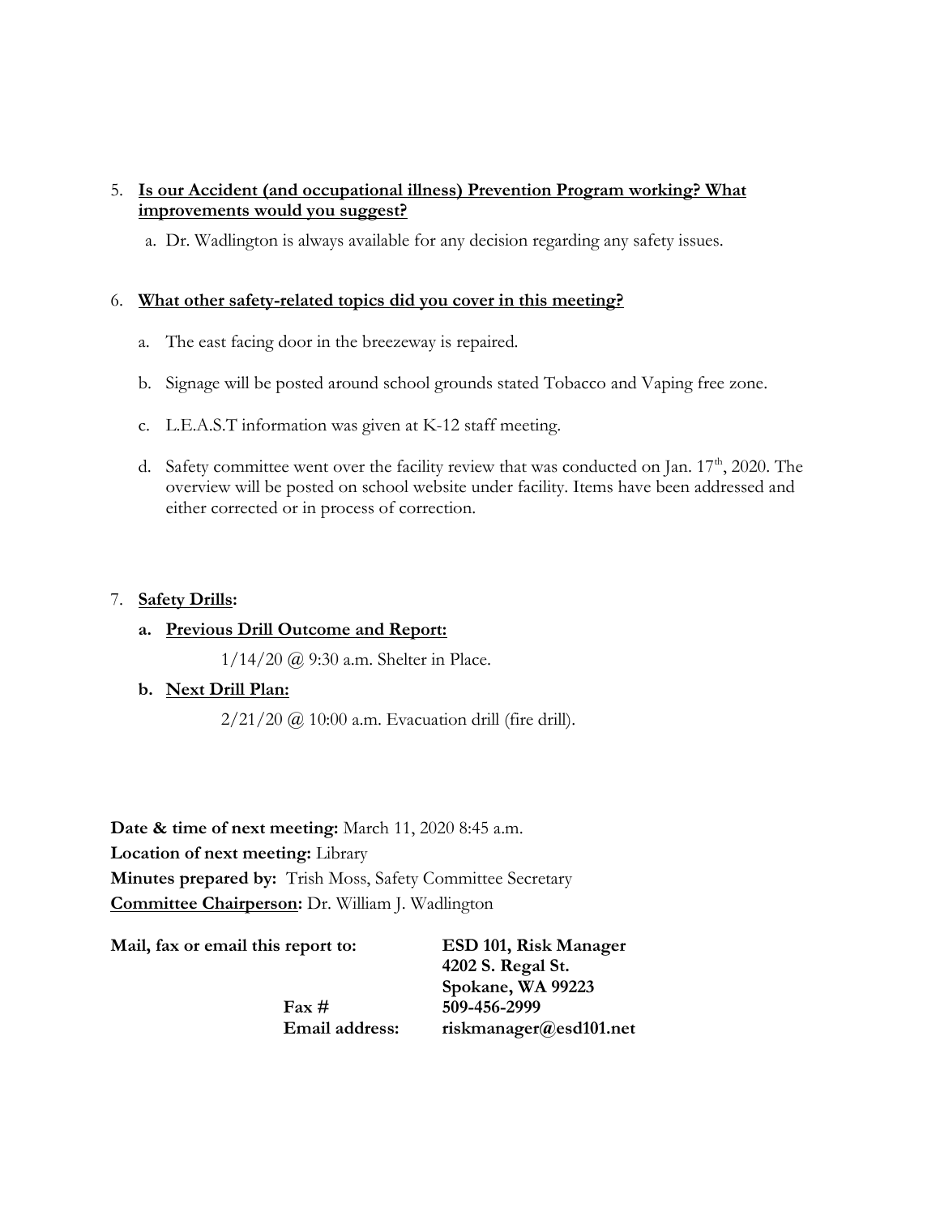5. **<u>Is our Accident (and occupational illness) Prevention Program working? What improvements would you suggest?</u>**

   a. Dr. Wadlington is always available for any decision regarding any safety issues.

6. **<u>What other safety-related topics did you cover in this meeting?</u>**

   a. The east facing door in the breezeway is repaired.

   b. Signage will be posted around school grounds stated Tobacco and Vaping free zone.

   c. L.E.A.S.T information was given at K-12 staff meeting.

   d. Safety committee went over the facility review that was conducted on Jan. 17th, 2020. The overview will be posted on school website under facility. Items have been addressed and either corrected or in process of correction.

7. **<u>Safety Drills</u>:**

   **a. <u>Previous Drill Outcome and Report:</u>**

   1/14/20 @ 9:30 a.m. Shelter in Place.

   **b. <u>Next Drill Plan:</u>**

   2/21/20 @ 10:00 a.m. Evacuation drill (fire drill).

**Date & time of next meeting:** March 11, 2020 8:45 a.m.
**Location of next meeting:** Library
**Minutes prepared by:** Trish Moss, Safety Committee Secretary
**<u>Committee Chairperson</u>:** Dr. William J. Wadlington

**Mail, fax or email this report to:** **ESD 101, Risk Manager**
**4202 S. Regal St.**
**Spokane, WA 99223**
**Fax #** **509-456-2999**
**Email address:** **riskmanager@esd101.net**